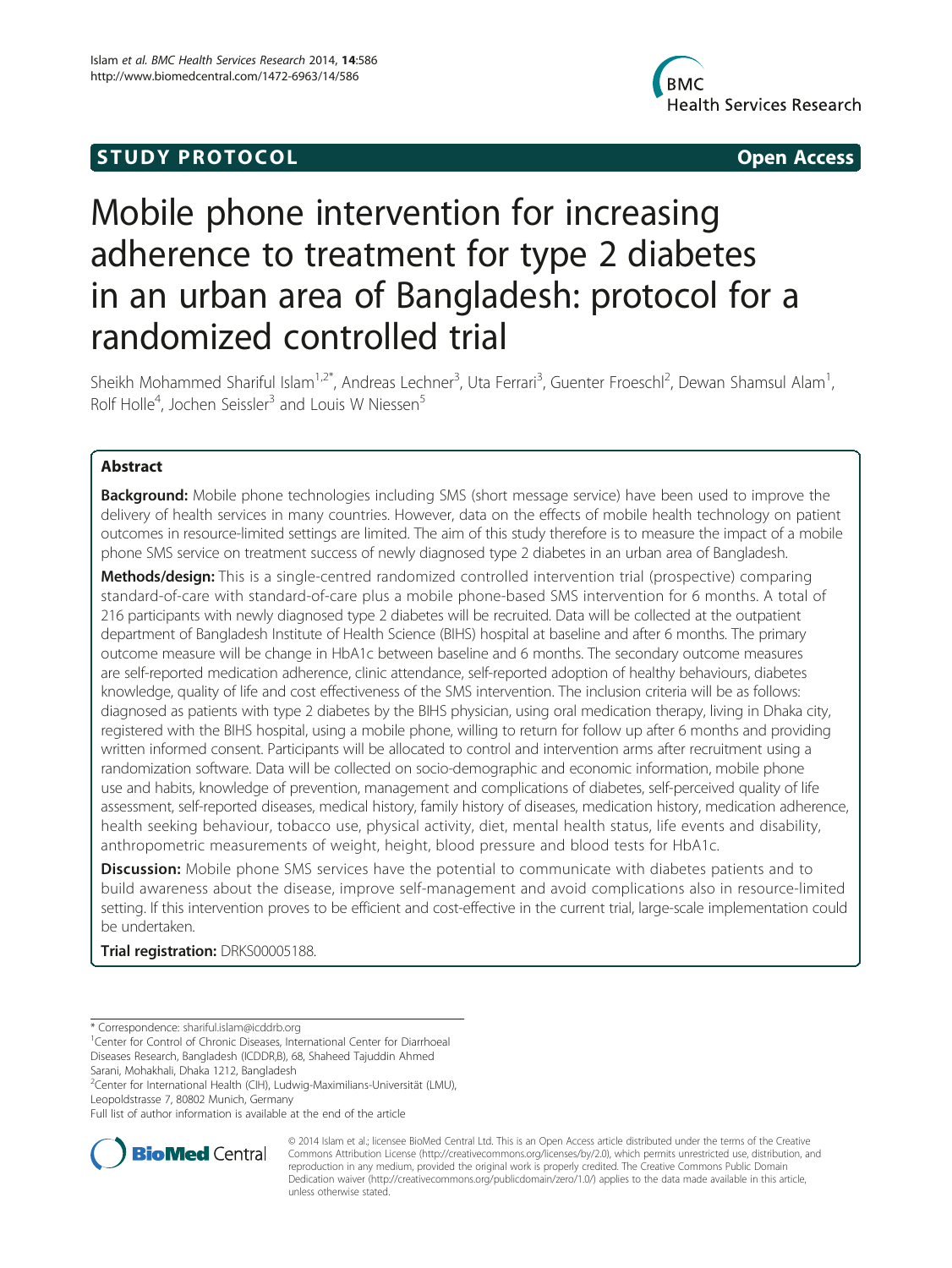STUDY PROTOCOL **Open Access**

# Mobile phone intervention for increasing adherence to treatment for type 2 diabetes in an urban area of Bangladesh: protocol for a randomized controlled trial

Sheikh Mohammed Shariful Islam[1,2*], Andreas Lechner[3], Uta Ferrari[3], Guenter Froeschl[2], Dewan Shamsul Alam[1], Rolf Holle[4], Jochen Seissler[3] and Louis W Niessen[5]

## Abstract

**Background:** Mobile phone technologies including SMS (short message service) have been used to improve the delivery of health services in many countries. However, data on the effects of mobile health technology on patient outcomes in resource-limited settings are limited. The aim of this study therefore is to measure the impact of a mobile phone SMS service on treatment success of newly diagnosed type 2 diabetes in an urban area of Bangladesh.

**Methods/design:** This is a single-centred randomized controlled intervention trial (prospective) comparing standard-of-care with standard-of-care plus a mobile phone-based SMS intervention for 6 months. A total of 216 participants with newly diagnosed type 2 diabetes will be recruited. Data will be collected at the outpatient department of Bangladesh Institute of Health Science (BIHS) hospital at baseline and after 6 months. The primary outcome measure will be change in HbA1c between baseline and 6 months. The secondary outcome measures are self-reported medication adherence, clinic attendance, self-reported adoption of healthy behaviours, diabetes knowledge, quality of life and cost effectiveness of the SMS intervention. The inclusion criteria will be as follows: diagnosed as patients with type 2 diabetes by the BIHS physician, using oral medication therapy, living in Dhaka city, registered with the BIHS hospital, using a mobile phone, willing to return for follow up after 6 months and providing written informed consent. Participants will be allocated to control and intervention arms after recruitment using a randomization software. Data will be collected on socio-demographic and economic information, mobile phone use and habits, knowledge of prevention, management and complications of diabetes, self-perceived quality of life assessment, self-reported diseases, medical history, family history of diseases, medication history, medication adherence, health seeking behaviour, tobacco use, physical activity, diet, mental health status, life events and disability, anthropometric measurements of weight, height, blood pressure and blood tests for HbA1c.

**Discussion:** Mobile phone SMS services have the potential to communicate with diabetes patients and to build awareness about the disease, improve self-management and avoid complications also in resource-limited setting. If this intervention proves to be efficient and cost-effective in the current trial, large-scale implementation could be undertaken.

**Trial registration:** DRKS00005188.

---

* Correspondence: shariful.islam@icddrb.org
[1]Center for Control of Chronic Diseases, International Center for Diarrhoeal Diseases Research, Bangladesh (ICDDR,B), 68, Shaheed Tajuddin Ahmed Sarani, Mohakhali, Dhaka 1212, Bangladesh
[2]Center for International Health (CIH), Ludwig-Maximilians-Universität (LMU), Leopoldstrasse 7, 80802 Munich, Germany
Full list of author information is available at the end of the article

© 2014 Islam et al.; licensee BioMed Central Ltd. This is an Open Access article distributed under the terms of the Creative Commons Attribution License (http://creativecommons.org/licenses/by/2.0), which permits unrestricted use, distribution, and reproduction in any medium, provided the original work is properly credited. The Creative Commons Public Domain Dedication waiver (http://creativecommons.org/publicdomain/zero/1.0/) applies to the data made available in this article, unless otherwise stated.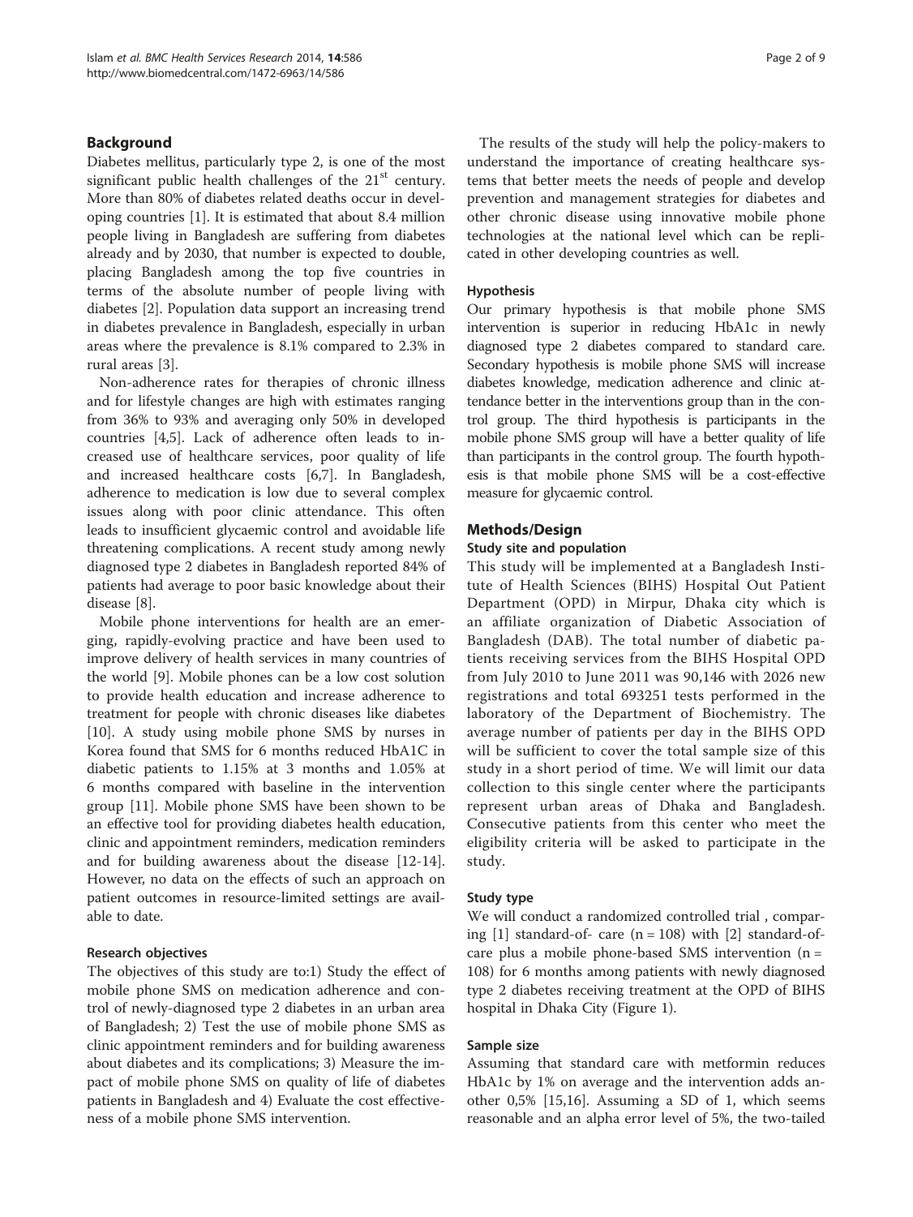## Background

Diabetes mellitus, particularly type 2, is one of the most significant public health challenges of the 21st century. More than 80% of diabetes related deaths occur in developing countries [1]. It is estimated that about 8.4 million people living in Bangladesh are suffering from diabetes already and by 2030, that number is expected to double, placing Bangladesh among the top five countries in terms of the absolute number of people living with diabetes [2]. Population data support an increasing trend in diabetes prevalence in Bangladesh, especially in urban areas where the prevalence is 8.1% compared to 2.3% in rural areas [3].

Non-adherence rates for therapies of chronic illness and for lifestyle changes are high with estimates ranging from 36% to 93% and averaging only 50% in developed countries [4,5]. Lack of adherence often leads to increased use of healthcare services, poor quality of life and increased healthcare costs [6,7]. In Bangladesh, adherence to medication is low due to several complex issues along with poor clinic attendance. This often leads to insufficient glycaemic control and avoidable life threatening complications. A recent study among newly diagnosed type 2 diabetes in Bangladesh reported 84% of patients had average to poor basic knowledge about their disease [8].

Mobile phone interventions for health are an emerging, rapidly-evolving practice and have been used to improve delivery of health services in many countries of the world [9]. Mobile phones can be a low cost solution to provide health education and increase adherence to treatment for people with chronic diseases like diabetes [10]. A study using mobile phone SMS by nurses in Korea found that SMS for 6 months reduced HbA1C in diabetic patients to 1.15% at 3 months and 1.05% at 6 months compared with baseline in the intervention group [11]. Mobile phone SMS have been shown to be an effective tool for providing diabetes health education, clinic and appointment reminders, medication reminders and for building awareness about the disease [12-14]. However, no data on the effects of such an approach on patient outcomes in resource-limited settings are available to date.

### Research objectives

The objectives of this study are to:1) Study the effect of mobile phone SMS on medication adherence and control of newly-diagnosed type 2 diabetes in an urban area of Bangladesh; 2) Test the use of mobile phone SMS as clinic appointment reminders and for building awareness about diabetes and its complications; 3) Measure the impact of mobile phone SMS on quality of life of diabetes patients in Bangladesh and 4) Evaluate the cost effectiveness of a mobile phone SMS intervention.

The results of the study will help the policy-makers to understand the importance of creating healthcare systems that better meets the needs of people and develop prevention and management strategies for diabetes and other chronic disease using innovative mobile phone technologies at the national level which can be replicated in other developing countries as well.

### Hypothesis

Our primary hypothesis is that mobile phone SMS intervention is superior in reducing HbA1c in newly diagnosed type 2 diabetes compared to standard care. Secondary hypothesis is mobile phone SMS will increase diabetes knowledge, medication adherence and clinic attendance better in the interventions group than in the control group. The third hypothesis is participants in the mobile phone SMS group will have a better quality of life than participants in the control group. The fourth hypothesis is that mobile phone SMS will be a cost-effective measure for glycaemic control.

## Methods/Design

### Study site and population

This study will be implemented at a Bangladesh Institute of Health Sciences (BIHS) Hospital Out Patient Department (OPD) in Mirpur, Dhaka city which is an affiliate organization of Diabetic Association of Bangladesh (DAB). The total number of diabetic patients receiving services from the BIHS Hospital OPD from July 2010 to June 2011 was 90,146 with 2026 new registrations and total 693251 tests performed in the laboratory of the Department of Biochemistry. The average number of patients per day in the BIHS OPD will be sufficient to cover the total sample size of this study in a short period of time. We will limit our data collection to this single center where the participants represent urban areas of Dhaka and Bangladesh. Consecutive patients from this center who meet the eligibility criteria will be asked to participate in the study.

### Study type

We will conduct a randomized controlled trial , comparing [1] standard-of- care ($n = 108$) with [2] standard-of-care plus a mobile phone-based SMS intervention ($n = 108$) for 6 months among patients with newly diagnosed type 2 diabetes receiving treatment at the OPD of BIHS hospital in Dhaka City (Figure 1).

### Sample size

Assuming that standard care with metformin reduces HbA1c by 1% on average and the intervention adds another 0,5% [15,16]. Assuming a SD of 1, which seems reasonable and an alpha error level of 5%, the two-tailed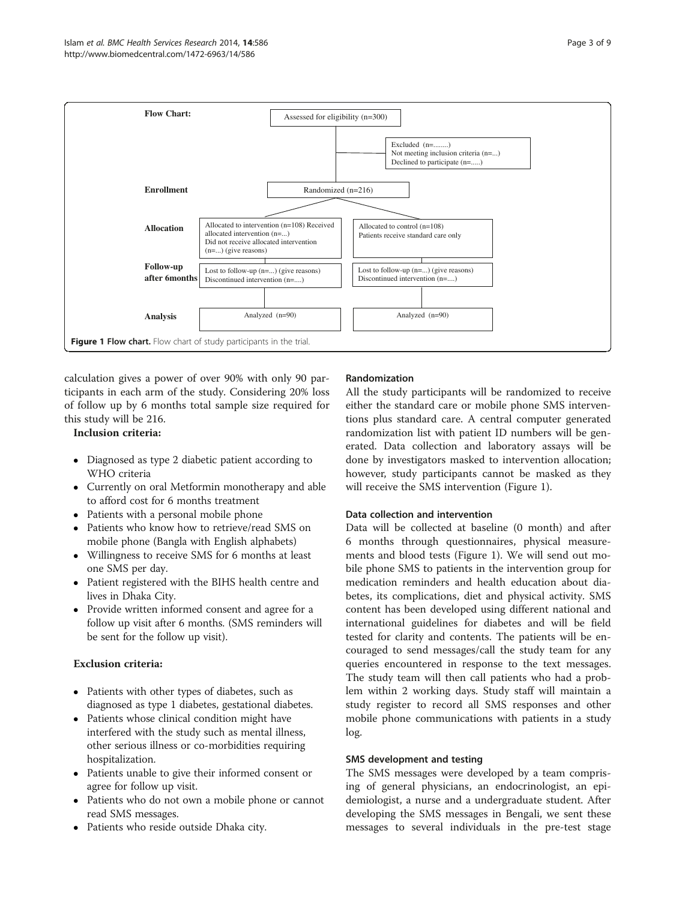Flow Chart:

Assessed for eligibility (n=300)

Excluded (n=........)
Not meeting inclusion criteria (n=...)
Declined to participate (n=.....)

Enrollment

Randomized (n=216)

Allocation

Allocated to intervention (n=108) Received allocated intervention (n=...)
Did not receive allocated intervention (n=...) (give reasons)

Allocated to control (n=108)
Patients receive standard care only

Follow-up after 6months

Lost to follow-up (n=...) (give reasons)
Discontinued intervention (n=....)

Lost to follow-up (n=...) (give reasons)
Discontinued intervention (n=....)

Analysis

Analyzed (n=90)

Analyzed (n=90)

**Figure 1 Flow chart.** Flow chart of study participants in the trial.

calculation gives a power of over 90% with only 90 participants in each arm of the study. Considering 20% loss of follow up by 6 months total sample size required for this study will be 216.

**Inclusion criteria:**

- Diagnosed as type 2 diabetic patient according to WHO criteria
- Currently on oral Metformin monotherapy and able to afford cost for 6 months treatment
- Patients with a personal mobile phone
- Patients who know how to retrieve/read SMS on mobile phone (Bangla with English alphabets)
- Willingness to receive SMS for 6 months at least one SMS per day.
- Patient registered with the BIHS health centre and lives in Dhaka City.
- Provide written informed consent and agree for a follow up visit after 6 months. (SMS reminders will be sent for the follow up visit).

**Exclusion criteria:**

- Patients with other types of diabetes, such as diagnosed as type 1 diabetes, gestational diabetes.
- Patients whose clinical condition might have interfered with the study such as mental illness, other serious illness or co-morbidities requiring hospitalization.
- Patients unable to give their informed consent or agree for follow up visit.
- Patients who do not own a mobile phone or cannot read SMS messages.
- Patients who reside outside Dhaka city.

### Randomization

All the study participants will be randomized to receive either the standard care or mobile phone SMS interventions plus standard care. A central computer generated randomization list with patient ID numbers will be generated. Data collection and laboratory assays will be done by investigators masked to intervention allocation; however, study participants cannot be masked as they will receive the SMS intervention (Figure 1).

### Data collection and intervention

Data will be collected at baseline (0 month) and after 6 months through questionnaires, physical measurements and blood tests (Figure 1). We will send out mobile phone SMS to patients in the intervention group for medication reminders and health education about diabetes, its complications, diet and physical activity. SMS content has been developed using different national and international guidelines for diabetes and will be field tested for clarity and contents. The patients will be encouraged to send messages/call the study team for any queries encountered in response to the text messages. The study team will then call patients who had a problem within 2 working days. Study staff will maintain a study register to record all SMS responses and other mobile phone communications with patients in a study log.

### SMS development and testing

The SMS messages were developed by a team comprising of general physicians, an endocrinologist, an epidemiologist, a nurse and a undergraduate student. After developing the SMS messages in Bengali, we sent these messages to several individuals in the pre-test stage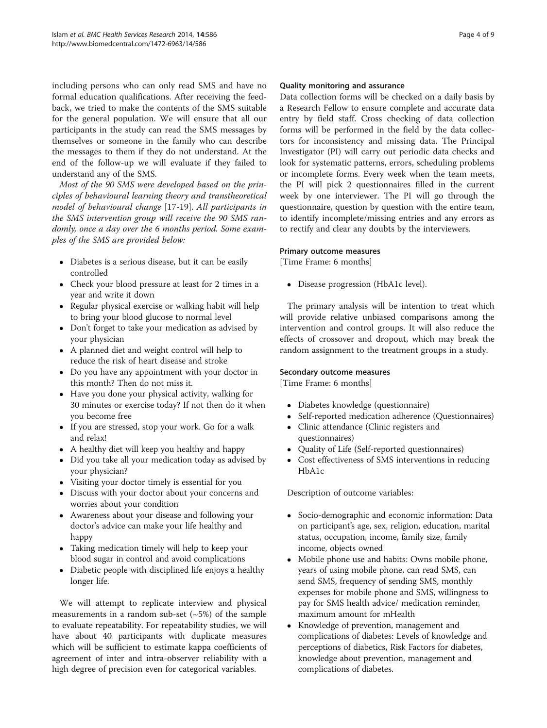including persons who can only read SMS and have no formal education qualifications. After receiving the feedback, we tried to make the contents of the SMS suitable for the general population. We will ensure that all our participants in the study can read the SMS messages by themselves or someone in the family who can describe the messages to them if they do not understand. At the end of the follow-up we will evaluate if they failed to understand any of the SMS.

*Most of the 90 SMS were developed based on the principles of behavioural learning theory and transtheoretical model of behavioural change* [17-19]. *All participants in the SMS intervention group will receive the 90 SMS randomly, once a day over the 6 months period. Some examples of the SMS are provided below:*

- Diabetes is a serious disease, but it can be easily controlled
- Check your blood pressure at least for 2 times in a year and write it down
- Regular physical exercise or walking habit will help to bring your blood glucose to normal level
- Don't forget to take your medication as advised by your physician
- A planned diet and weight control will help to reduce the risk of heart disease and stroke
- Do you have any appointment with your doctor in this month? Then do not miss it.
- Have you done your physical activity, walking for 30 minutes or exercise today? If not then do it when you become free
- If you are stressed, stop your work. Go for a walk and relax!
- A healthy diet will keep you healthy and happy
- Did you take all your medication today as advised by your physician?
- Visiting your doctor timely is essential for you
- Discuss with your doctor about your concerns and worries about your condition
- Awareness about your disease and following your doctor's advice can make your life healthy and happy
- Taking medication timely will help to keep your blood sugar in control and avoid complications
- Diabetic people with disciplined life enjoys a healthy longer life.

We will attempt to replicate interview and physical measurements in a random sub-set (~5%) of the sample to evaluate repeatability. For repeatability studies, we will have about 40 participants with duplicate measures which will be sufficient to estimate kappa coefficients of agreement of inter and intra-observer reliability with a high degree of precision even for categorical variables.

#### Quality monitoring and assurance

Data collection forms will be checked on a daily basis by a Research Fellow to ensure complete and accurate data entry by field staff. Cross checking of data collection forms will be performed in the field by the data collectors for inconsistency and missing data. The Principal Investigator (PI) will carry out periodic data checks and look for systematic patterns, errors, scheduling problems or incomplete forms. Every week when the team meets, the PI will pick 2 questionnaires filled in the current week by one interviewer. The PI will go through the questionnaire, question by question with the entire team, to identify incomplete/missing entries and any errors as to rectify and clear any doubts by the interviewers.

#### Primary outcome measures

[Time Frame: 6 months]

- Disease progression (HbA1c level).

The primary analysis will be intention to treat which will provide relative unbiased comparisons among the intervention and control groups. It will also reduce the effects of crossover and dropout, which may break the random assignment to the treatment groups in a study.

#### Secondary outcome measures

[Time Frame: 6 months]

- Diabetes knowledge (questionnaire)
- Self-reported medication adherence (Questionnaires)
- Clinic attendance (Clinic registers and questionnaires)
- Quality of Life (Self-reported questionnaires)
- Cost effectiveness of SMS interventions in reducing HbA1c

Description of outcome variables:

- Socio-demographic and economic information: Data on participant's age, sex, religion, education, marital status, occupation, income, family size, family income, objects owned
- Mobile phone use and habits: Owns mobile phone, years of using mobile phone, can read SMS, can send SMS, frequency of sending SMS, monthly expenses for mobile phone and SMS, willingness to pay for SMS health advice/ medication reminder, maximum amount for mHealth
- Knowledge of prevention, management and complications of diabetes: Levels of knowledge and perceptions of diabetics, Risk Factors for diabetes, knowledge about prevention, management and complications of diabetes.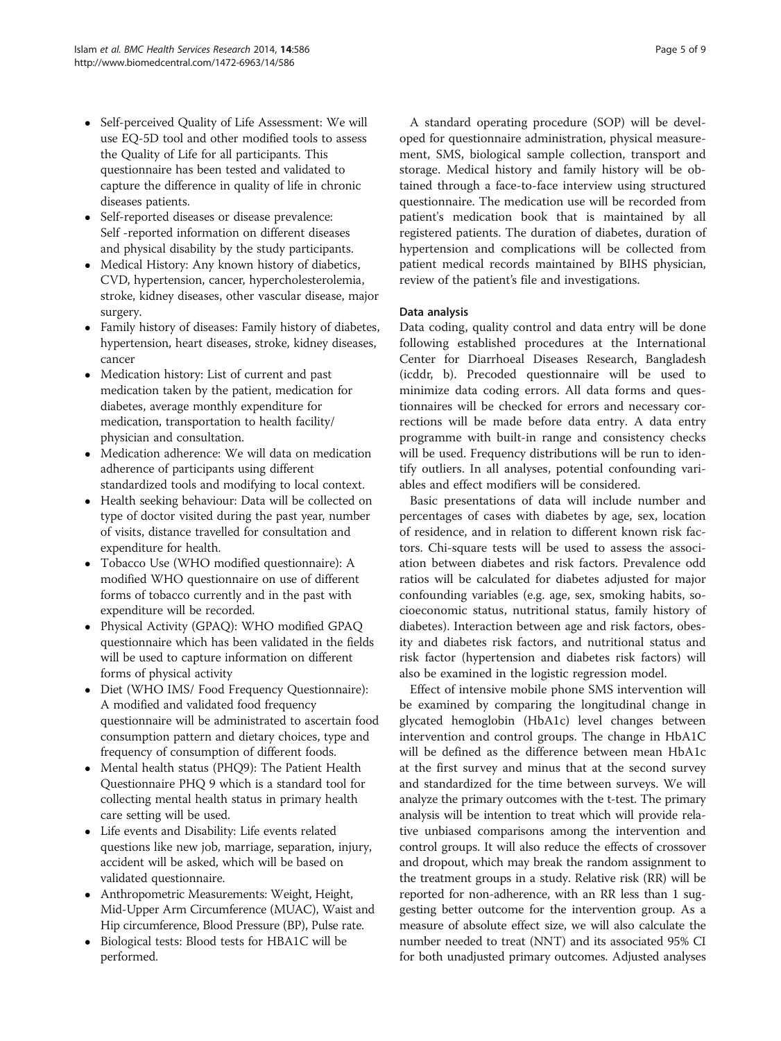- Self-perceived Quality of Life Assessment: We will use EQ-5D tool and other modified tools to assess the Quality of Life for all participants. This questionnaire has been tested and validated to capture the difference in quality of life in chronic diseases patients.
- Self-reported diseases or disease prevalence: Self -reported information on different diseases and physical disability by the study participants.
- Medical History: Any known history of diabetics, CVD, hypertension, cancer, hypercholesterolemia, stroke, kidney diseases, other vascular disease, major surgery.
- Family history of diseases: Family history of diabetes, hypertension, heart diseases, stroke, kidney diseases, cancer
- Medication history: List of current and past medication taken by the patient, medication for diabetes, average monthly expenditure for medication, transportation to health facility/ physician and consultation.
- Medication adherence: We will data on medication adherence of participants using different standardized tools and modifying to local context.
- Health seeking behaviour: Data will be collected on type of doctor visited during the past year, number of visits, distance travelled for consultation and expenditure for health.
- Tobacco Use (WHO modified questionnaire): A modified WHO questionnaire on use of different forms of tobacco currently and in the past with expenditure will be recorded.
- Physical Activity (GPAQ): WHO modified GPAQ questionnaire which has been validated in the fields will be used to capture information on different forms of physical activity
- Diet (WHO IMS/ Food Frequency Questionnaire): A modified and validated food frequency questionnaire will be administrated to ascertain food consumption pattern and dietary choices, type and frequency of consumption of different foods.
- Mental health status (PHQ9): The Patient Health Questionnaire PHQ 9 which is a standard tool for collecting mental health status in primary health care setting will be used.
- Life events and Disability: Life events related questions like new job, marriage, separation, injury, accident will be asked, which will be based on validated questionnaire.
- Anthropometric Measurements: Weight, Height, Mid-Upper Arm Circumference (MUAC), Waist and Hip circumference, Blood Pressure (BP), Pulse rate.
- Biological tests: Blood tests for HBA1C will be performed.

A standard operating procedure (SOP) will be developed for questionnaire administration, physical measurement, SMS, biological sample collection, transport and storage. Medical history and family history will be obtained through a face-to-face interview using structured questionnaire. The medication use will be recorded from patient's medication book that is maintained by all registered patients. The duration of diabetes, duration of hypertension and complications will be collected from patient medical records maintained by BIHS physician, review of the patient's file and investigations.

### Data analysis

Data coding, quality control and data entry will be done following established procedures at the International Center for Diarrhoeal Diseases Research, Bangladesh (icddr, b). Precoded questionnaire will be used to minimize data coding errors. All data forms and questionnaires will be checked for errors and necessary corrections will be made before data entry. A data entry programme with built-in range and consistency checks will be used. Frequency distributions will be run to identify outliers. In all analyses, potential confounding variables and effect modifiers will be considered.

Basic presentations of data will include number and percentages of cases with diabetes by age, sex, location of residence, and in relation to different known risk factors. Chi-square tests will be used to assess the association between diabetes and risk factors. Prevalence odd ratios will be calculated for diabetes adjusted for major confounding variables (e.g. age, sex, smoking habits, socioeconomic status, nutritional status, family history of diabetes). Interaction between age and risk factors, obesity and diabetes risk factors, and nutritional status and risk factor (hypertension and diabetes risk factors) will also be examined in the logistic regression model.

Effect of intensive mobile phone SMS intervention will be examined by comparing the longitudinal change in glycated hemoglobin (HbA1c) level changes between intervention and control groups. The change in HbA1C will be defined as the difference between mean HbA1c at the first survey and minus that at the second survey and standardized for the time between surveys. We will analyze the primary outcomes with the t-test. The primary analysis will be intention to treat which will provide relative unbiased comparisons among the intervention and control groups. It will also reduce the effects of crossover and dropout, which may break the random assignment to the treatment groups in a study. Relative risk (RR) will be reported for non-adherence, with an RR less than 1 suggesting better outcome for the intervention group. As a measure of absolute effect size, we will also calculate the number needed to treat (NNT) and its associated 95% CI for both unadjusted primary outcomes. Adjusted analyses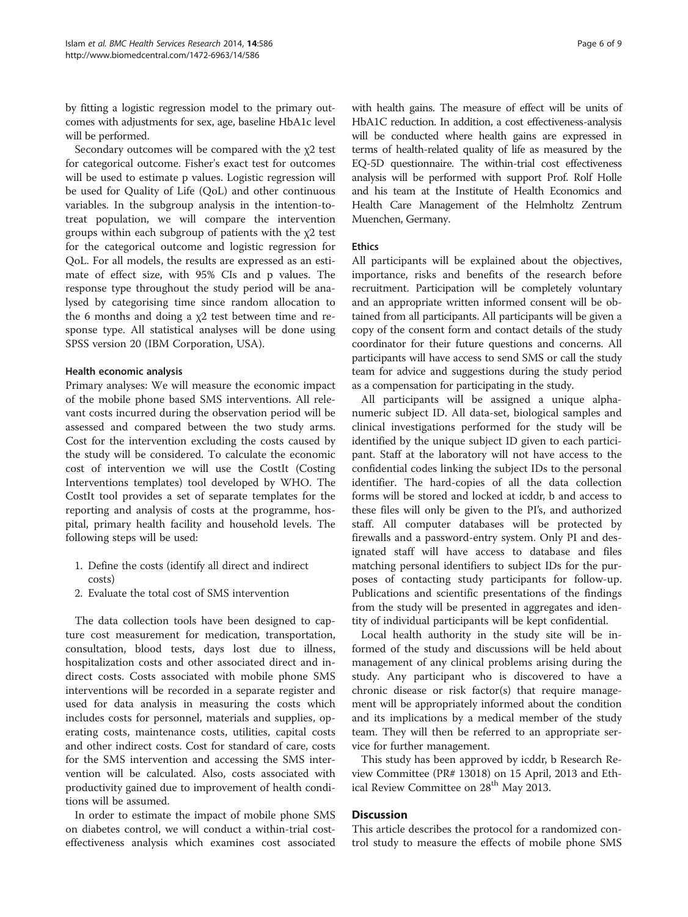by fitting a logistic regression model to the primary outcomes with adjustments for sex, age, baseline HbA1c level will be performed.

Secondary outcomes will be compared with the $\chi 2$ test for categorical outcome. Fisher's exact test for outcomes will be used to estimate p values. Logistic regression will be used for Quality of Life (QoL) and other continuous variables. In the subgroup analysis in the intention-to-treat population, we will compare the intervention groups within each subgroup of patients with the $\chi 2$ test for the categorical outcome and logistic regression for QoL. For all models, the results are expressed as an estimate of effect size, with 95% CIs and p values. The response type throughout the study period will be analysed by categorising time since random allocation to the 6 months and doing a $\chi 2$ test between time and response type. All statistical analyses will be done using SPSS version 20 (IBM Corporation, USA).

#### Health economic analysis

Primary analyses: We will measure the economic impact of the mobile phone based SMS interventions. All relevant costs incurred during the observation period will be assessed and compared between the two study arms. Cost for the intervention excluding the costs caused by the study will be considered. To calculate the economic cost of intervention we will use the CostIt (Costing Interventions templates) tool developed by WHO. The CostIt tool provides a set of separate templates for the reporting and analysis of costs at the programme, hospital, primary health facility and household levels. The following steps will be used:

1. Define the costs (identify all direct and indirect costs)
2. Evaluate the total cost of SMS intervention

The data collection tools have been designed to capture cost measurement for medication, transportation, consultation, blood tests, days lost due to illness, hospitalization costs and other associated direct and indirect costs. Costs associated with mobile phone SMS interventions will be recorded in a separate register and used for data analysis in measuring the costs which includes costs for personnel, materials and supplies, operating costs, maintenance costs, utilities, capital costs and other indirect costs. Cost for standard of care, costs for the SMS intervention and accessing the SMS intervention will be calculated. Also, costs associated with productivity gained due to improvement of health conditions will be assumed.

In order to estimate the impact of mobile phone SMS on diabetes control, we will conduct a within-trial cost-effectiveness analysis which examines cost associated with health gains. The measure of effect will be units of HbA1C reduction. In addition, a cost effectiveness-analysis will be conducted where health gains are expressed in terms of health-related quality of life as measured by the EQ-5D questionnaire. The within-trial cost effectiveness analysis will be performed with support Prof. Rolf Holle and his team at the Institute of Health Economics and Health Care Management of the Helmholtz Zentrum Muenchen, Germany.

#### Ethics

All participants will be explained about the objectives, importance, risks and benefits of the research before recruitment. Participation will be completely voluntary and an appropriate written informed consent will be obtained from all participants. All participants will be given a copy of the consent form and contact details of the study coordinator for their future questions and concerns. All participants will have access to send SMS or call the study team for advice and suggestions during the study period as a compensation for participating in the study.

All participants will be assigned a unique alphanumeric subject ID. All data-set, biological samples and clinical investigations performed for the study will be identified by the unique subject ID given to each participant. Staff at the laboratory will not have access to the confidential codes linking the subject IDs to the personal identifier. The hard-copies of all the data collection forms will be stored and locked at icddr, b and access to these files will only be given to the PI's, and authorized staff. All computer databases will be protected by firewalls and a password-entry system. Only PI and designated staff will have access to database and files matching personal identifiers to subject IDs for the purposes of contacting study participants for follow-up. Publications and scientific presentations of the findings from the study will be presented in aggregates and identity of individual participants will be kept confidential.

Local health authority in the study site will be informed of the study and discussions will be held about management of any clinical problems arising during the study. Any participant who is discovered to have a chronic disease or risk factor(s) that require management will be appropriately informed about the condition and its implications by a medical member of the study team. They will then be referred to an appropriate service for further management.

This study has been approved by icddr, b Research Review Committee (PR# 13018) on 15 April, 2013 and Ethical Review Committee on 28th May 2013.

## Discussion

This article describes the protocol for a randomized control study to measure the effects of mobile phone SMS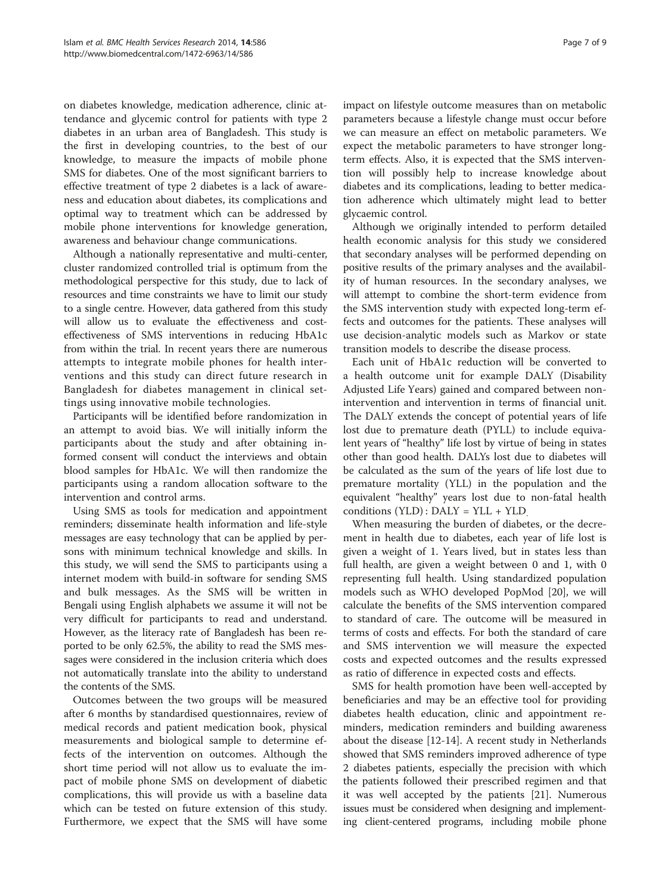on diabetes knowledge, medication adherence, clinic attendance and glycemic control for patients with type 2 diabetes in an urban area of Bangladesh. This study is the first in developing countries, to the best of our knowledge, to measure the impacts of mobile phone SMS for diabetes. One of the most significant barriers to effective treatment of type 2 diabetes is a lack of awareness and education about diabetes, its complications and optimal way to treatment which can be addressed by mobile phone interventions for knowledge generation, awareness and behaviour change communications.

Although a nationally representative and multi-center, cluster randomized controlled trial is optimum from the methodological perspective for this study, due to lack of resources and time constraints we have to limit our study to a single centre. However, data gathered from this study will allow us to evaluate the effectiveness and cost-effectiveness of SMS interventions in reducing HbA1c from within the trial. In recent years there are numerous attempts to integrate mobile phones for health interventions and this study can direct future research in Bangladesh for diabetes management in clinical settings using innovative mobile technologies.

Participants will be identified before randomization in an attempt to avoid bias. We will initially inform the participants about the study and after obtaining informed consent will conduct the interviews and obtain blood samples for HbA1c. We will then randomize the participants using a random allocation software to the intervention and control arms.

Using SMS as tools for medication and appointment reminders; disseminate health information and life-style messages are easy technology that can be applied by persons with minimum technical knowledge and skills. In this study, we will send the SMS to participants using a internet modem with build-in software for sending SMS and bulk messages. As the SMS will be written in Bengali using English alphabets we assume it will not be very difficult for participants to read and understand. However, as the literacy rate of Bangladesh has been reported to be only 62.5%, the ability to read the SMS messages were considered in the inclusion criteria which does not automatically translate into the ability to understand the contents of the SMS.

Outcomes between the two groups will be measured after 6 months by standardised questionnaires, review of medical records and patient medication book, physical measurements and biological sample to determine effects of the intervention on outcomes. Although the short time period will not allow us to evaluate the impact of mobile phone SMS on development of diabetic complications, this will provide us with a baseline data which can be tested on future extension of this study. Furthermore, we expect that the SMS will have some impact on lifestyle outcome measures than on metabolic parameters because a lifestyle change must occur before we can measure an effect on metabolic parameters. We expect the metabolic parameters to have stronger long-term effects. Also, it is expected that the SMS intervention will possibly help to increase knowledge about diabetes and its complications, leading to better medication adherence which ultimately might lead to better glycaemic control.

Although we originally intended to perform detailed health economic analysis for this study we considered that secondary analyses will be performed depending on positive results of the primary analyses and the availability of human resources. In the secondary analyses, we will attempt to combine the short-term evidence from the SMS intervention study with expected long-term effects and outcomes for the patients. These analyses will use decision-analytic models such as Markov or state transition models to describe the disease process.

Each unit of HbA1c reduction will be converted to a health outcome unit for example DALY (Disability Adjusted Life Years) gained and compared between non-intervention and intervention in terms of financial unit. The DALY extends the concept of potential years of life lost due to premature death (PYLL) to include equivalent years of "healthy" life lost by virtue of being in states other than good health. DALYs lost due to diabetes will be calculated as the sum of the years of life lost due to premature mortality (YLL) in the population and the equivalent "healthy" years lost due to non-fatal health conditions (YLD) : $\mathrm{DALY} = \mathrm{YLL} + \mathrm{YLD}$.

When measuring the burden of diabetes, or the decrement in health due to diabetes, each year of life lost is given a weight of 1. Years lived, but in states less than full health, are given a weight between 0 and 1, with 0 representing full health. Using standardized population models such as WHO developed PopMod [20], we will calculate the benefits of the SMS intervention compared to standard of care. The outcome will be measured in terms of costs and effects. For both the standard of care and SMS intervention we will measure the expected costs and expected outcomes and the results expressed as ratio of difference in expected costs and effects.

SMS for health promotion have been well-accepted by beneficiaries and may be an effective tool for providing diabetes health education, clinic and appointment reminders, medication reminders and building awareness about the disease [12-14]. A recent study in Netherlands showed that SMS reminders improved adherence of type 2 diabetes patients, especially the precision with which the patients followed their prescribed regimen and that it was well accepted by the patients [21]. Numerous issues must be considered when designing and implementing client-centered programs, including mobile phone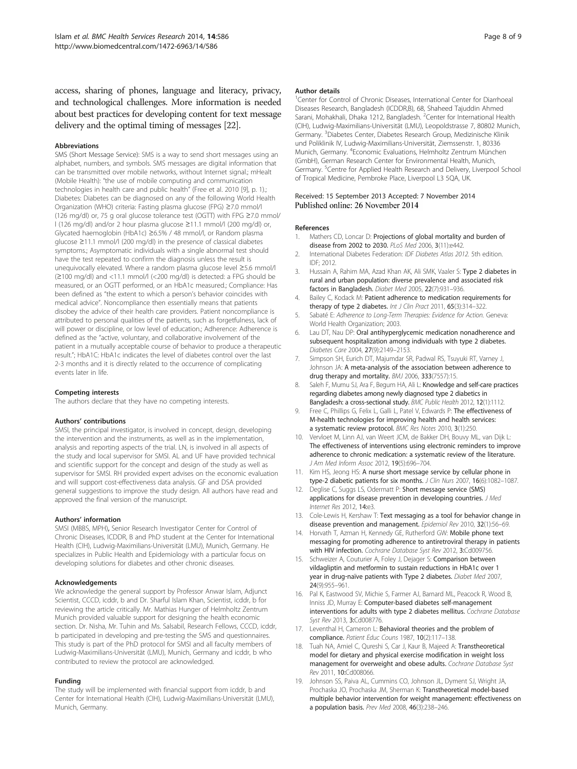access, sharing of phones, language and literacy, privacy, and technological challenges. More information is needed about best practices for developing content for text message delivery and the optimal timing of messages [22].

### Abbreviations

SMS (Short Message Service): SMS is a way to send short messages using an alphabet, numbers, and symbols. SMS messages are digital information that can be transmitted over mobile networks, without Internet signal.; mHealt (Mobile Health): "the use of mobile computing and communication technologies in health care and public health" (Free et al. 2010 [9], p. 1).; Diabetes: Diabetes can be diagnosed on any of the following World Health Organization (WHO) criteria: Fasting plasma glucose (FPG) ≥7.0 mmol/l (126 mg/dl) or, 75 g oral glucose tolerance test (OGTT) with FPG ≥7.0 mmol/l (126 mg/dl) and/or 2 hour plasma glucose ≥11.1 mmol/l (200 mg/dl) or, Glycated haemoglobin (HbA1c) ≥6.5% / 48 mmol/l, or Random plasma glucose ≥11.1 mmol/l (200 mg/dl) in the presence of classical diabetes symptoms.; Asymptomatic individuals with a single abnormal test should have the test repeated to confirm the diagnosis unless the result is unequivocally elevated. Where a random plasma glucose level ≥5.6 mmol/l (≥100 mg/dl) and <11.1 mmol/l (<200 mg/dl) is detected: a FPG should be measured, or an OGTT performed, or an HbA1c measured.; Compliance: Has been defined as "the extent to which a person's behavior coincides with medical advice". Noncompliance then essentially means that patients disobey the advice of their health care providers. Patient noncompliance is attributed to personal qualities of the patients, such as forgetfulness, lack of will power or discipline, or low level of education.; Adherence: Adherence is defined as the "active, voluntary, and collaborative involvement of the patient in a mutually acceptable course of behavior to produce a therapeutic result."; HbA1C: HbA1c indicates the level of diabetes control over the last 2-3 months and it is directly related to the occurrence of complicating events later in life.

### Competing interests

The authors declare that they have no competing interests.

### Authors' contributions

SMSI, the principal investigator, is involved in concept, design, developing the intervention and the instruments, as well as in the implementation, analysis and reporting aspects of the trial. LN, is involved in all aspects of the study and local supervisor for SMSI. AL and UF have provided technical and scientific support for the concept and design of the study as well as supervisor for SMSI. RH provided expert advises on the economic evaluation and will support cost-effectiveness data analysis. GF and DSA provided general suggestions to improve the study design. All authors have read and approved the final version of the manuscript.

### Authors' information

SMSI (MBBS, MPH), Senior Research Investigator Center for Control of Chronic Diseases, ICDDR, B and PhD student at the Center for International Health (CIH), Ludwig-Maximilians-Universität (LMU), Munich, Germany. He specializes in Public Health and Epidemiology with a particular focus on developing solutions for diabetes and other chronic diseases.

### Acknowledgements

We acknowledge the general support by Professor Anwar Islam, Adjunct Scientist, CCCD, icddr, b and Dr. Sharful Islam Khan, Scientist, icddr, b for reviewing the article critically. Mr. Mathias Hunger of Helmholtz Zentrum Munich provided valuable support for designing the health economic section. Dr. Nisha, Mr. Tuhin and Ms. Salsabil, Research Fellows, CCCD, icddr, b participated in developing and pre-testing the SMS and questionnaires. This study is part of the PhD protocol for SMSI and all faculty members of Ludwig-Maximilians-Universität (LMU), Munich, Germany and icddr, b who contributed to review the protocol are acknowledged.

### Funding

The study will be implemented with financial support from icddr, b and Center for International Health (CIH), Ludwig-Maximilians-Universität (LMU), Munich, Germany.

### Author details

[1]Center for Control of Chronic Diseases, International Center for Diarrhoeal Diseases Research, Bangladesh (ICDDR,B), 68, Shaheed Tajuddin Ahmed Sarani, Mohakhali, Dhaka 1212, Bangladesh. [2]Center for International Health (CIH), Ludwig-Maximilians-Universität (LMU), Leopoldstrasse 7, 80802 Munich, Germany. [3]Diabetes Center, Diabetes Research Group, Medizinische Klinik und Poliklinik IV, Ludwig-Maximilians-Universität, Ziemssenstr. 1, 80336 Munich, Germany. [4]Economic Evaluations, Helmholtz Zentrum München (GmbH), German Research Center for Environmental Health, Munich, Germany. [5]Centre for Applied Health Research and Delivery, Liverpool School of Tropical Medicine, Pembroke Place, Liverpool L3 5QA, UK.

Received: 15 September 2013 Accepted: 7 November 2014
Published online: 26 November 2014

### References

1. Mathers CD, Loncar D: **Projections of global mortality and burden of disease from 2002 to 2030.** *PLoS Med* 2006, **3**(11):e442.
2. International Diabetes Federation: *IDF Diabetes Atlas 2012.* 5th edition. IDF; 2012.
3. Hussain A, Rahim MA, Azad Khan AK, Ali SMK, Vaaler S: **Type 2 diabetes in rural and urban population: diverse prevalence and associated risk factors in Bangladesh.** *Diabet Med* 2005, **22**(7):931–936.
4. Bailey C, Kodack M: **Patient adherence to medication requirements for therapy of type 2 diabetes.** *Int J Clin Pract* 2011, **65**(3):314–322.
5. Sabaté E: *Adherence to Long-Term Therapies: Evidence for Action.* Geneva: World Health Organization; 2003.
6. Lau DT, Nau DP: **Oral antihyperglycemic medication nonadherence and subsequent hospitalization among individuals with type 2 diabetes.** *Diabetes Care* 2004, **27**(9):2149–2153.
7. Simpson SH, Eurich DT, Majumdar SR, Padwal RS, Tsuyuki RT, Varney J, Johnson JA: **A meta-analysis of the association between adherence to drug therapy and mortality.** *BMJ* 2006, **333**(7557):15.
8. Saleh F, Mumu SJ, Ara F, Begum HA, Ali L: **Knowledge and self-care practices regarding diabetes among newly diagnosed type 2 diabetics in Bangladesh: a cross-sectional study.** *BMC Public Health* 2012, **12**(1):1112.
9. Free C, Phillips G, Felix L, Galli L, Patel V, Edwards P: **The effectiveness of M-health technologies for improving health and health services: a systematic review protocol.** *BMC Res Notes* 2010, **3**(1):250.
10. Vervloet M, Linn AJ, van Weert JCM, de Bakker DH, Bouvy ML, van Dijk L: **The effectiveness of interventions using electronic reminders to improve adherence to chronic medication: a systematic review of the literature.** *J Am Med Inform Assoc* 2012, **19**(5):696–704.
11. Kim HS, Jeong HS: **A nurse short message service by cellular phone in type-2 diabetic patients for six months.** *J Clin Nurs* 2007, **16**(6):1082–1087.
12. Deglise C, Suggs LS, Odermatt P: **Short message service (SMS) applications for disease prevention in developing countries.** *J Med Internet Res* 2012, **14:**e3.
13. Cole-Lewis H, Kershaw T: **Text messaging as a tool for behavior change in disease prevention and management.** *Epidemiol Rev* 2010, **32**(1):56–69.
14. Horvath T, Azman H, Kennedy GE, Rutherford GW: **Mobile phone text messaging for promoting adherence to antiretroviral therapy in patients with HIV infection.** *Cochrane Database Syst Rev* 2012, **3:**Cd009756.
15. Schweizer A, Couturier A, Foley J, Dejager S: **Comparison between vildagliptin and metformin to sustain reductions in HbA1c over 1 year in drug-naïve patients with Type 2 diabetes.** *Diabet Med* 2007, **24**(9):955–961.
16. Pal K, Eastwood SV, Michie S, Farmer AJ, Barnard ML, Peacock R, Wood B, Inniss JD, Murray E: **Computer-based diabetes self-management interventions for adults with type 2 diabetes mellitus.** *Cochrane Database Syst Rev* 2013, **3:**Cd008776.
17. Leventhal H, Cameron L: **Behavioral theories and the problem of compliance.** *Patient Educ Couns* 1987, **10**(2):117–138.
18. Tuah NA, Amiel C, Qureshi S, Car J, Kaur B, Majeed A: **Transtheoretical model for dietary and physical exercise modification in weight loss management for overweight and obese adults.** *Cochrane Database Syst Rev* 2011, **10:**Cd008066.
19. Johnson SS, Paiva AL, Cummins CO, Johnson JL, Dyment SJ, Wright JA, Prochaska JO, Prochaska JM, Sherman K: **Transtheoretical model-based multiple behavior intervention for weight management: effectiveness on a population basis.** *Prev Med* 2008, **46**(3):238–246.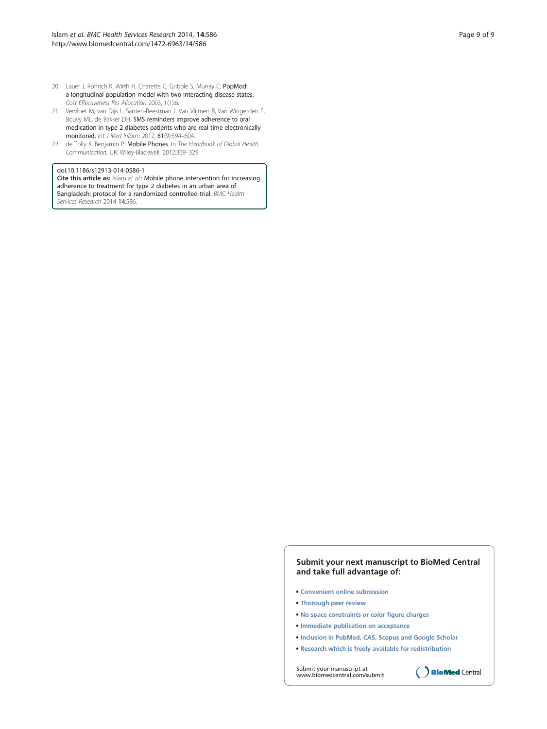20. Lauer J, Rohrich K, Wirth H, Charette C, Gribble S, Murray C: **PopMod: a longitudinal population model with two interacting disease states.** *Cost Effectiveness Res Allocation* 2003, **1**(1):6.
21. Vervloet M, van Dijk L, Santen-Reestman J, Van Vlijmen B, Van Wingerden P, Bouvy ML, de Bakker DH: **SMS reminders improve adherence to oral medication in type 2 diabetes patients who are real time electronically monitored.** *Int J Med Inform* 2012, **81**(9):594–604.
22. de Tolly K, Benjamin P: **Mobile Phones**. In *The Handbook of Global Health Communication.* UK: Wiley-Blackwell; 2012:309–329.

doi:10.1186/s12913-014-0586-1
**Cite this article as:** Islam *et al.*: Mobile phone intervention for increasing adherence to treatment for type 2 diabetes in an urban area of Bangladesh: protocol for a randomized controlled trial. *BMC Health Services Research* 2014 **14**:586.

**Submit your next manuscript to BioMed Central and take full advantage of:**

- **Convenient online submission**
- **Thorough peer review**
- **No space constraints or color figure charges**
- **Immediate publication on acceptance**
- **Inclusion in PubMed, CAS, Scopus and Google Scholar**
- **Research which is freely available for redistribution**

Submit your manuscript at
www.biomedcentral.com/submit

BioMed Central